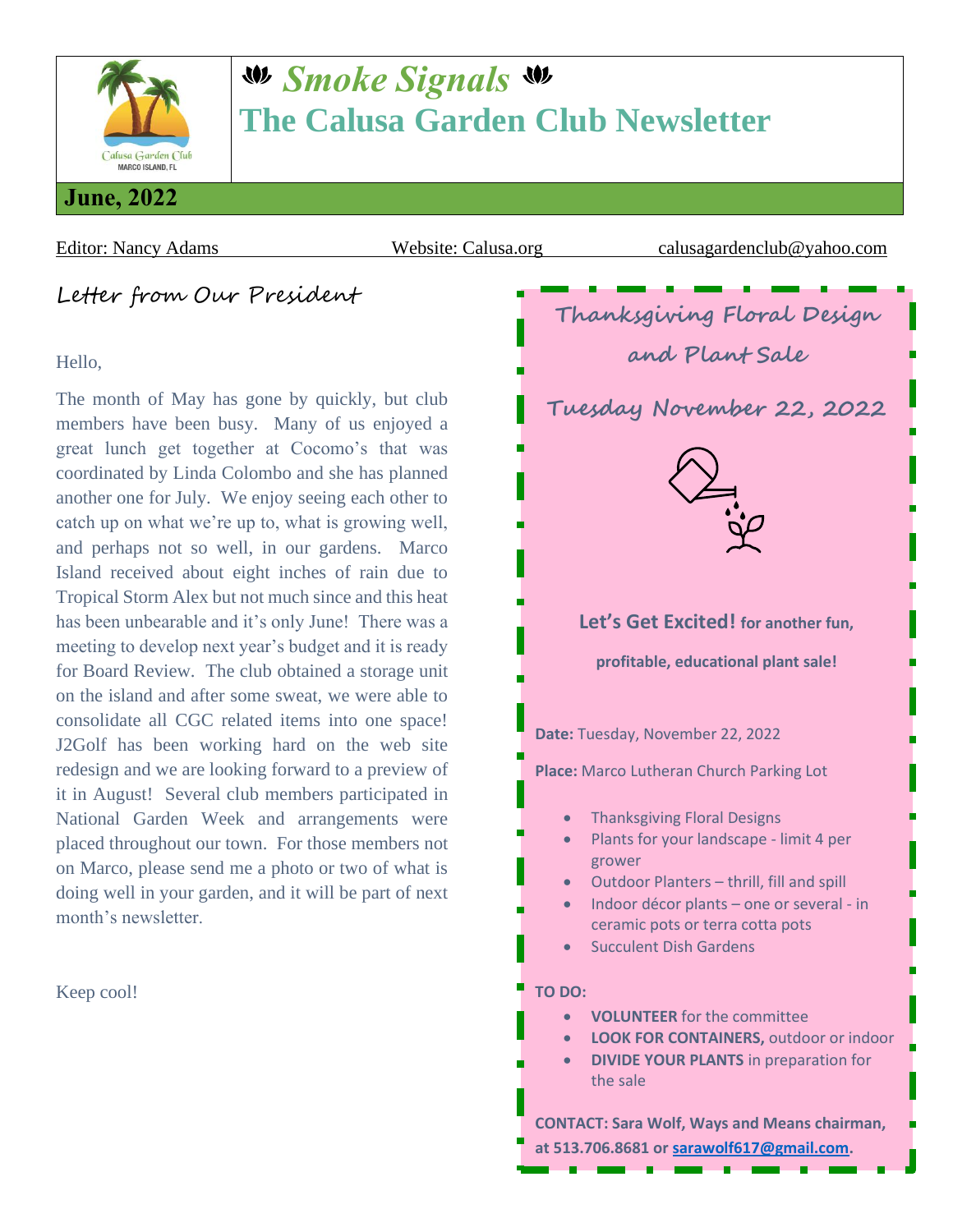# *Smoke Signals*

# The Calusa Garden Club Newsletter

**June, 2022**

Editor: Nancy Adams — Website: Calusa.org — calusagardenclub@yahoo.com

## Letter from Our President

Hello,

The month of May has gone by quickly, but club members have been busy. Many of us enjoyed a great lunch get together at Cocomo's that was coordinated by Linda Colombo and she has planned another one for July. We enjoy seeing each other to catch up on what we're up to, what is growing well, and perhaps not so well, in our gardens. Marco Island received about eight inches of rain due to Tropical Storm Alex but not much since and this heat has been unbearable and it's only June! There was a meeting to develop next year's budget and it is ready for Board Review. The club obtained a storage unit on the island and after some sweat, we were able to consolidate all CGC related items into one space! J2Golf has been working hard on the web site redesign and we are looking forward to a preview of it in August! Several club members participated in National Garden Week and arrangements were placed throughout our town. For those members not on Marco, please send me a photo or two of what is doing well in your garden, and it will be part of next month's newsletter.

Keep cool!

## Thanksgiving Floral Design and Plant Sale

### Tuesday November 22, 2022

**Let's Get Excited! for another fun, profitable, educational plant sale!**

**Date:** Tuesday, November 22, 2022

**Place:** Marco Lutheran Church Parking Lot

- Thanksgiving Floral Designs
- Plants for your landscape - limit 4 per grower
- Outdoor Planters – thrill, fill and spill
- Indoor décor plants – one or several - in ceramic pots or terra cotta pots
- Succulent Dish Gardens

**TO DO:**

- **VOLUNTEER** for the committee
- **LOOK FOR CONTAINERS,** outdoor or indoor
- **DIVIDE YOUR PLANTS** in preparation for the sale

**CONTACT: Sara Wolf, Ways and Means chairman, at 513.706.8681 or sarawolf617@gmail.com.**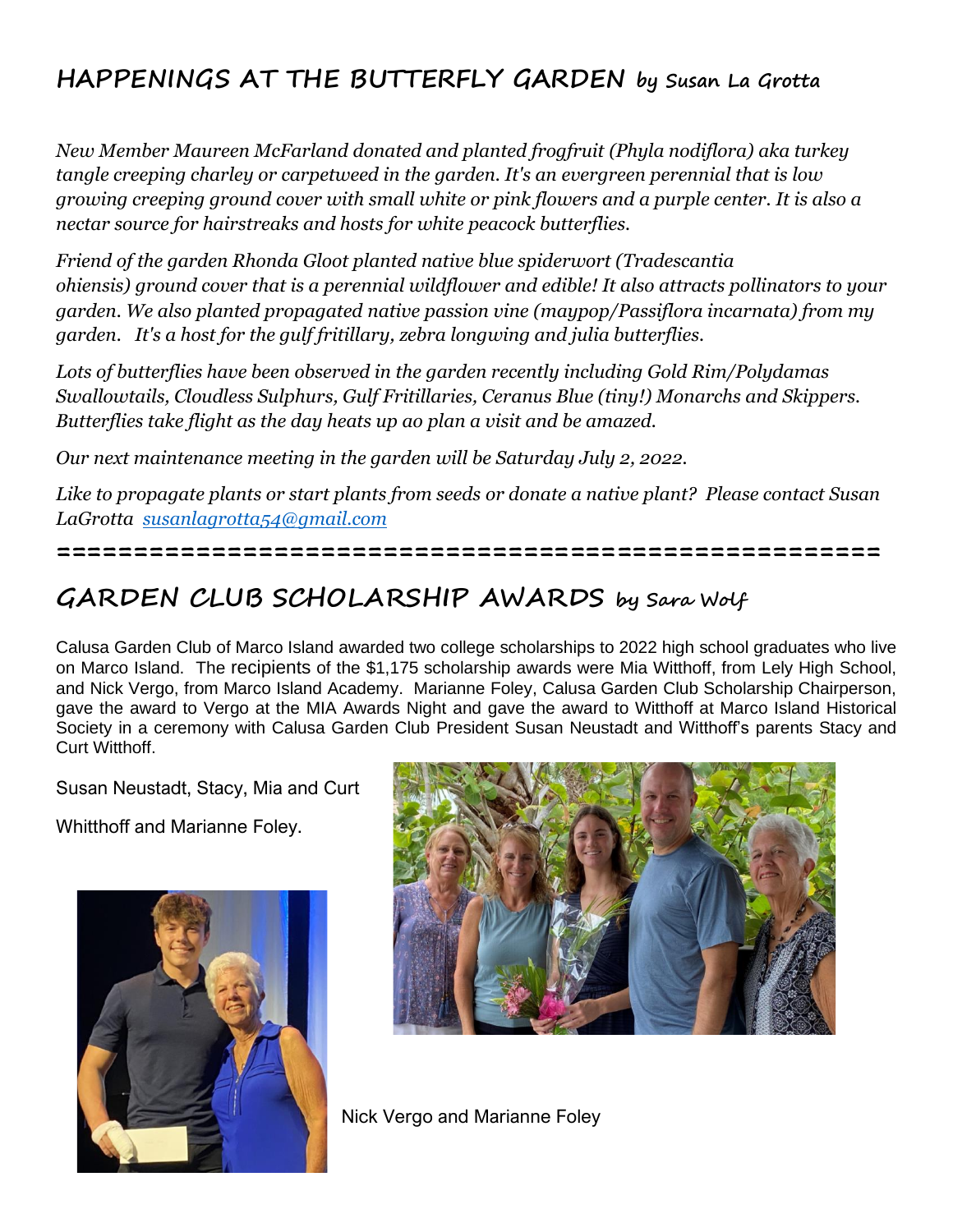## HAPPENINGS AT THE BUTTERFLY GARDEN by Susan La Grotta

*New Member Maureen McFarland donated and planted frogfruit (Phyla nodiflora) aka turkey tangle creeping charley or carpetweed in the garden. It's an evergreen perennial that is low growing creeping ground cover with small white or pink flowers and a purple center. It is also a nectar source for hairstreaks and hosts for white peacock butterflies.*

*Friend of the garden Rhonda Gloot planted native blue spiderwort (Tradescantia ohiensis) ground cover that is a perennial wildflower and edible! It also attracts pollinators to your garden. We also planted propagated native passion vine (maypop/Passiflora incarnata) from my garden. It's a host for the gulf fritillary, zebra longwing and julia butterflies.*

*Lots of butterflies have been observed in the garden recently including Gold Rim/Polydamas Swallowtails, Cloudless Sulphurs, Gulf Fritillaries, Ceranus Blue (tiny!) Monarchs and Skippers. Butterflies take flight as the day heats up ao plan a visit and be amazed.*

*Our next maintenance meeting in the garden will be Saturday July 2, 2022.*

*Like to propagate plants or start plants from seeds or donate a native plant? Please contact Susan LaGrotta [susanlagrotta54@gmail.com](mailto:susanlagrotta54@gmail.com)*

========================================================

## GARDEN CLUB SCHOLARSHIP AWARDS by Sara Wolf

Calusa Garden Club of Marco Island awarded two college scholarships to 2022 high school graduates who live on Marco Island. The recipients of the $1,175 scholarship awards were Mia Witthoff, from Lely High School, and Nick Vergo, from Marco Island Academy. Marianne Foley, Calusa Garden Club Scholarship Chairperson, gave the award to Vergo at the MIA Awards Night and gave the award to Witthoff at Marco Island Historical Society in a ceremony with Calusa Garden Club President Susan Neustadt and Witthoff's parents Stacy and Curt Witthoff.

Susan Neustadt, Stacy, Mia and Curt Whitthoff and Marianne Foley.

Nick Vergo and Marianne Foley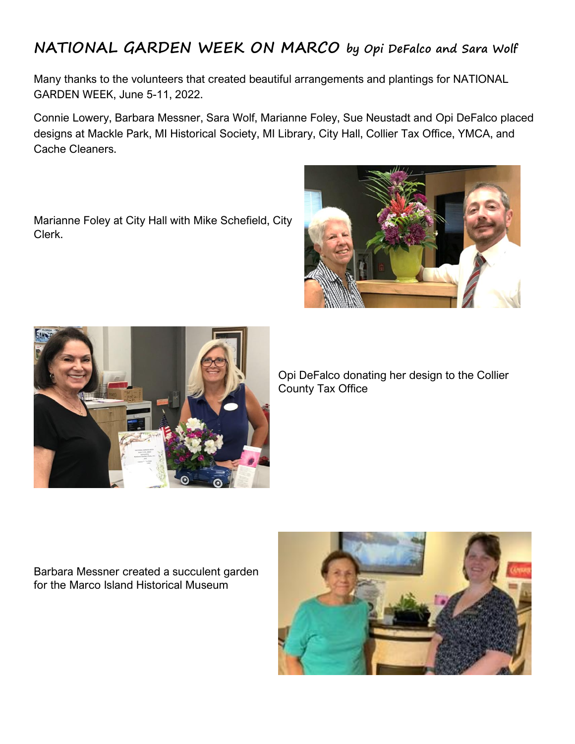# NATIONAL GARDEN WEEK ON MARCO *by Opi DeFalco and Sara Wolf*

Many thanks to the volunteers that created beautiful arrangements and plantings for NATIONAL GARDEN WEEK, June 5-11, 2022.

Connie Lowery, Barbara Messner, Sara Wolf, Marianne Foley, Sue Neustadt and Opi DeFalco placed designs at Mackle Park, MI Historical Society, MI Library, City Hall, Collier Tax Office, YMCA, and Cache Cleaners.

Marianne Foley at City Hall with Mike Schefield, City Clerk.

Opi DeFalco donating her design to the Collier County Tax Office

Barbara Messner created a succulent garden for the Marco Island Historical Museum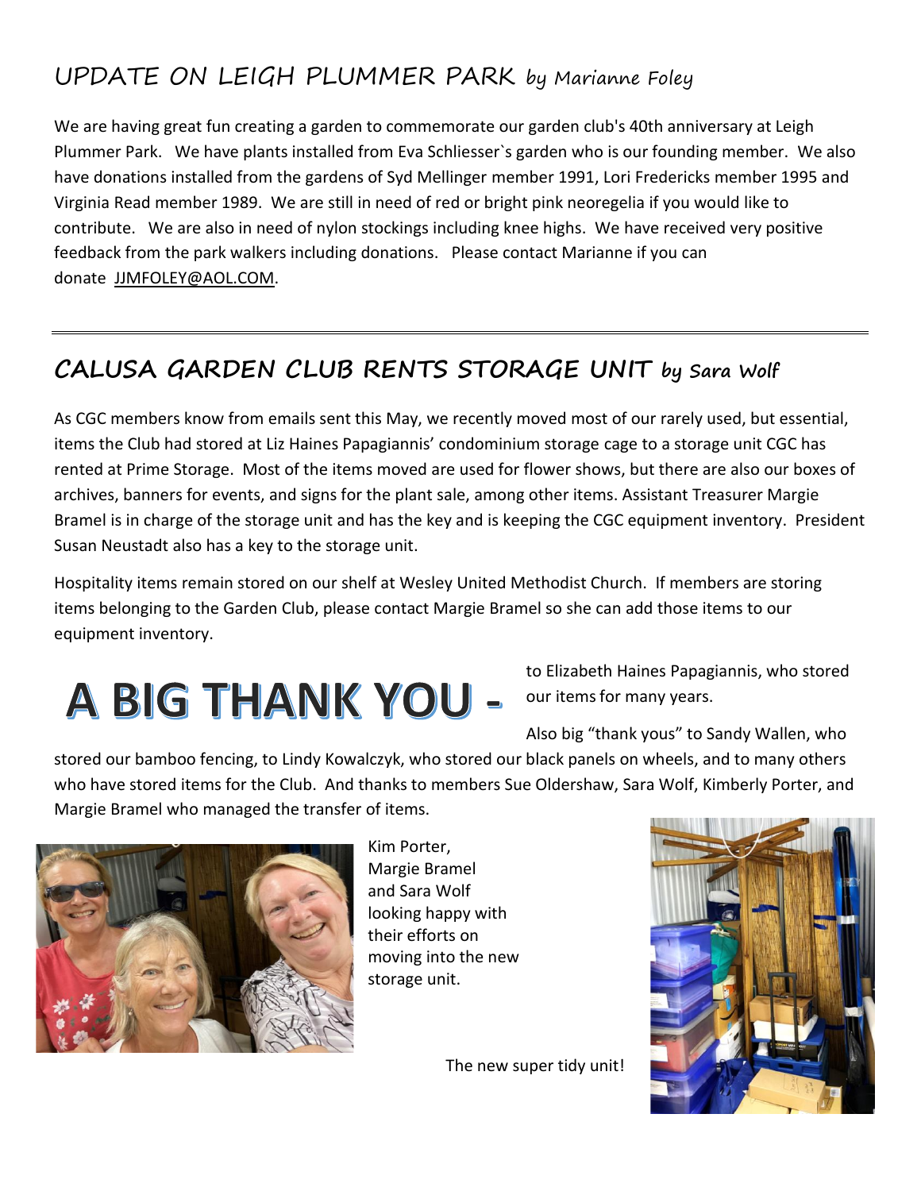## UPDATE ON LEIGH PLUMMER PARK by Marianne Foley

We are having great fun creating a garden to commemorate our garden club's 40th anniversary at Leigh Plummer Park. We have plants installed from Eva Schliesser`s garden who is our founding member. We also have donations installed from the gardens of Syd Mellinger member 1991, Lori Fredericks member 1995 and Virginia Read member 1989. We are still in need of red or bright pink neoregelia if you would like to contribute. We are also in need of nylon stockings including knee highs. We have received very positive feedback from the park walkers including donations. Please contact Marianne if you can donate JJMFOLEY@AOL.COM.

---

## CALUSA GARDEN CLUB RENTS STORAGE UNIT by Sara Wolf

As CGC members know from emails sent this May, we recently moved most of our rarely used, but essential, items the Club had stored at Liz Haines Papagiannis' condominium storage cage to a storage unit CGC has rented at Prime Storage. Most of the items moved are used for flower shows, but there are also our boxes of archives, banners for events, and signs for the plant sale, among other items. Assistant Treasurer Margie Bramel is in charge of the storage unit and has the key and is keeping the CGC equipment inventory. President Susan Neustadt also has a key to the storage unit.

Hospitality items remain stored on our shelf at Wesley United Methodist Church. If members are storing items belonging to the Garden Club, please contact Margie Bramel so she can add those items to our equipment inventory.

**A BIG THANK YOU -** to Elizabeth Haines Papagiannis, who stored our items for many years.

Also big "thank yous" to Sandy Wallen, who stored our bamboo fencing, to Lindy Kowalczyk, who stored our black panels on wheels, and to many others who have stored items for the Club. And thanks to members Sue Oldershaw, Sara Wolf, Kimberly Porter, and Margie Bramel who managed the transfer of items.

Kim Porter, Margie Bramel and Sara Wolf looking happy with their efforts on moving into the new storage unit.

The new super tidy unit!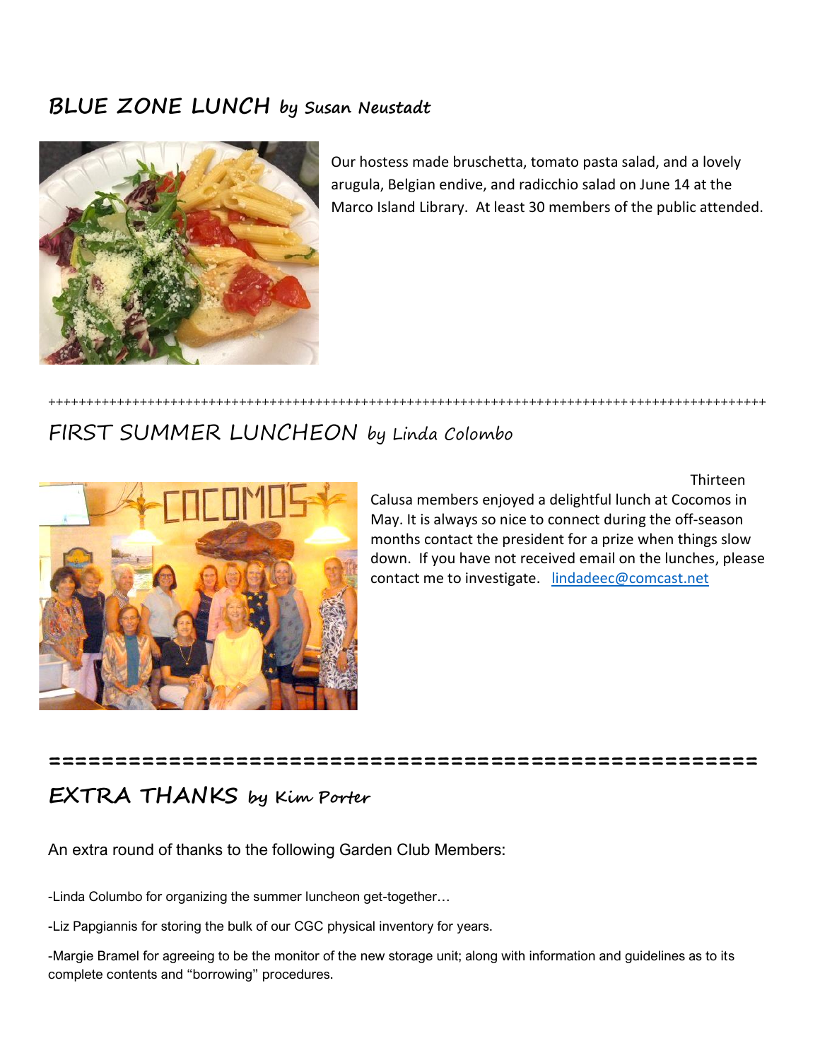## BLUE ZONE LUNCH *by Susan Neustadt*

Our hostess made bruschetta, tomato pasta salad, and a lovely arugula, Belgian endive, and radicchio salad on June 14 at the Marco Island Library. At least 30 members of the public attended.

++++++++++++++++++++++++++++++++++++++++++++++++++++++++++++++++++++++++++++++++++++++++++++++++++

## FIRST SUMMER LUNCHEON *by Linda Colombo*

Thirteen Calusa members enjoyed a delightful lunch at Cocomos in May. It is always so nice to connect during the off-season months contact the president for a prize when things slow down. If you have not received email on the lunches, please contact me to investigate. [lindadeec@comcast.net](mailto:lindadeec@comcast.net)

====================================================

## EXTRA THANKS *by Kim Porter*

An extra round of thanks to the following Garden Club Members:

-Linda Columbo for organizing the summer luncheon get-together…

-Liz Papgiannis for storing the bulk of our CGC physical inventory for years.

-Margie Bramel for agreeing to be the monitor of the new storage unit; along with information and guidelines as to its complete contents and "borrowing" procedures.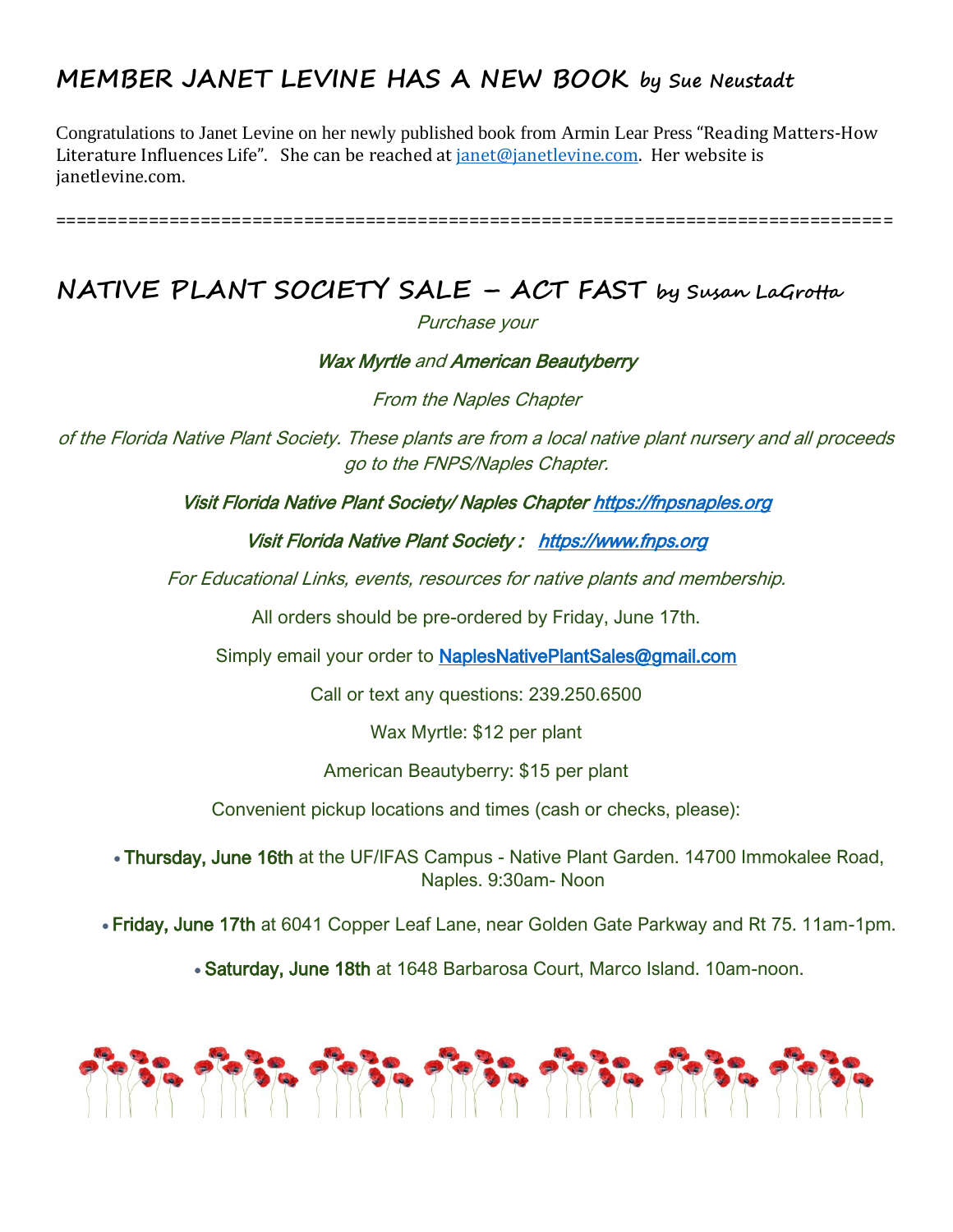## MEMBER JANET LEVINE HAS A NEW BOOK *by Sue Neustadt*

Congratulations to Janet Levine on her newly published book from Armin Lear Press "Reading Matters-How Literature Influences Life". She can be reached at janet@janetlevine.com. Her website is janetlevine.com.

================================================================================

## NATIVE PLANT SOCIETY SALE – ACT FAST *by Susan LaGrotta*

*Purchase your*

***Wax Myrtle** and **American Beautyberry***

*From the Naples Chapter*

*of the Florida Native Plant Society. These plants are from a local native plant nursery and all proceeds go to the FNPS/Naples Chapter.*

***Visit Florida Native Plant Society/ Naples Chapter https://fnpsnaples.org***

***Visit Florida Native Plant Society : https://www.fnps.org***

*For Educational Links, events, resources for native plants and membership.*

All orders should be pre-ordered by Friday, June 17th.

Simply email your order to **NaplesNativePlantSales@gmail.com**

Call or text any questions: 239.250.6500

Wax Myrtle: $12 per plant

American Beautyberry: $15 per plant

Convenient pickup locations and times (cash or checks, please):

- **Thursday, June 16th** at the UF/IFAS Campus - Native Plant Garden. 14700 Immokalee Road, Naples. 9:30am- Noon
- **Friday, June 17th** at 6041 Copper Leaf Lane, near Golden Gate Parkway and Rt 75. 11am-1pm.
- **Saturday, June 18th** at 1648 Barbarosa Court, Marco Island. 10am-noon.